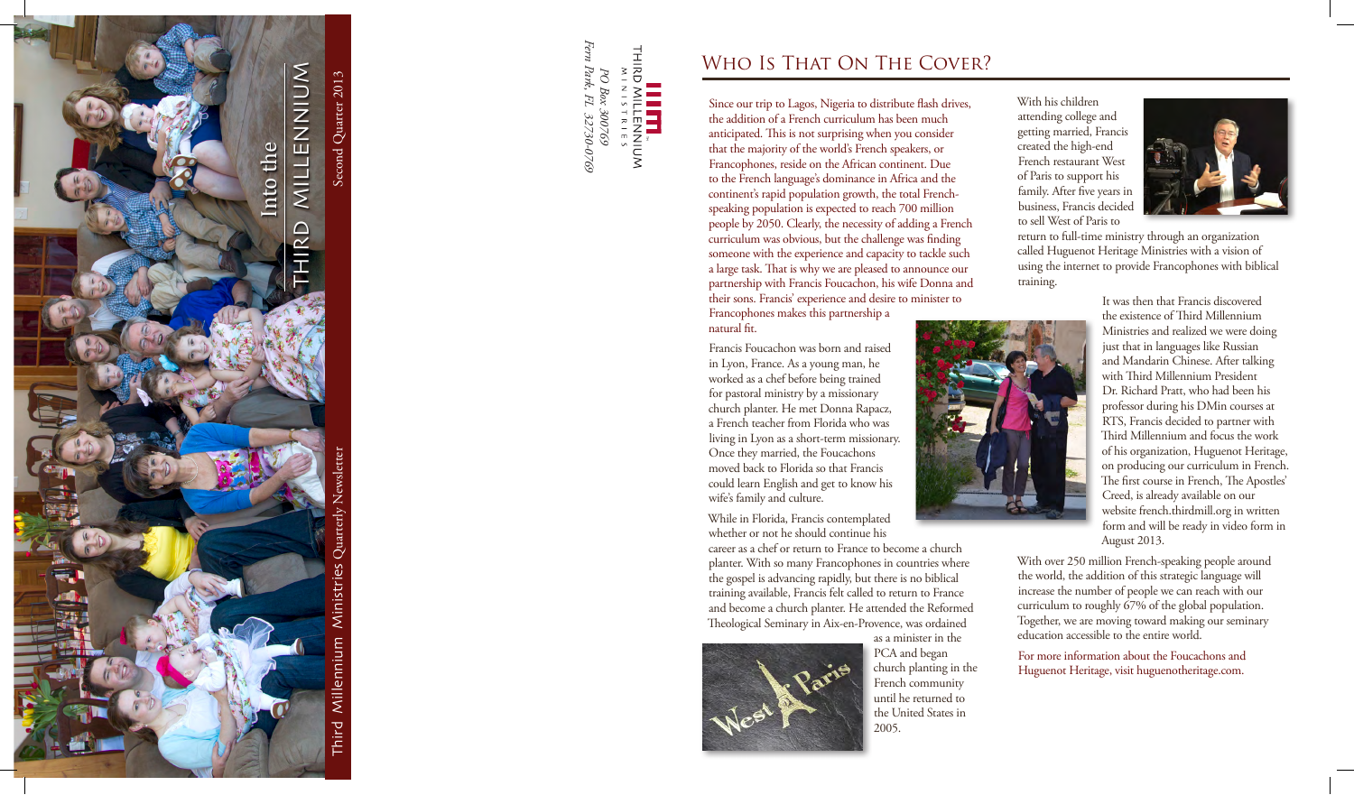Into the THIRD MILLENNIUM

Second Quarter 2013

Third Millennium Ministries Quarterly Newsletter

THIRD MILLENNIUM MINISTRIES

*PO Box 300769*
*Fern Park, FL 32730-0769*

# Who Is That On The Cover?

Since our trip to Lagos, Nigeria to distribute flash drives, the addition of a French curriculum has been much anticipated. This is not surprising when you consider that the majority of the world's French speakers, or Francophones, reside on the African continent. Due to the French language's dominance in Africa and the continent's rapid population growth, the total French-speaking population is expected to reach 700 million people by 2050. Clearly, the necessity of adding a French curriculum was obvious, but the challenge was finding someone with the experience and capacity to tackle such a large task. That is why we are pleased to announce our partnership with Francis Foucachon, his wife Donna and their sons. Francis' experience and desire to minister to Francophones makes this partnership a natural fit.

Francis Foucachon was born and raised in Lyon, France. As a young man, he worked as a chef before being trained for pastoral ministry by a missionary church planter. He met Donna Rapacz, a French teacher from Florida who was living in Lyon as a short-term missionary. Once they married, the Foucachons moved back to Florida so that Francis could learn English and get to know his wife's family and culture.

While in Florida, Francis contemplated whether or not he should continue his career as a chef or return to France to become a church planter. With so many Francophones in countries where the gospel is advancing rapidly, but there is no biblical training available, Francis felt called to return to France and become a church planter. He attended the Reformed Theological Seminary in Aix-en-Provence, was ordained as a minister in the PCA and began church planting in the French community until he returned to the United States in 2005.

With his children attending college and getting married, Francis created the high-end French restaurant West of Paris to support his family. After five years in business, Francis decided to sell West of Paris to return to full-time ministry through an organization called Huguenot Heritage Ministries with a vision of using the internet to provide Francophones with biblical training.

It was then that Francis discovered the existence of Third Millennium Ministries and realized we were doing just that in languages like Russian and Mandarin Chinese. After talking with Third Millennium President Dr. Richard Pratt, who had been his professor during his DMin courses at RTS, Francis decided to partner with Third Millennium and focus the work of his organization, Huguenot Heritage, on producing our curriculum in French. The first course in French, The Apostles' Creed, is already available on our website french.thirdmill.org in written form and will be ready in video form in August 2013.

With over 250 million French-speaking people around the world, the addition of this strategic language will increase the number of people we can reach with our curriculum to roughly 67% of the global population. Together, we are moving toward making our seminary education accessible to the entire world.

For more information about the Foucachons and Huguenot Heritage, visit huguenotheritage.com.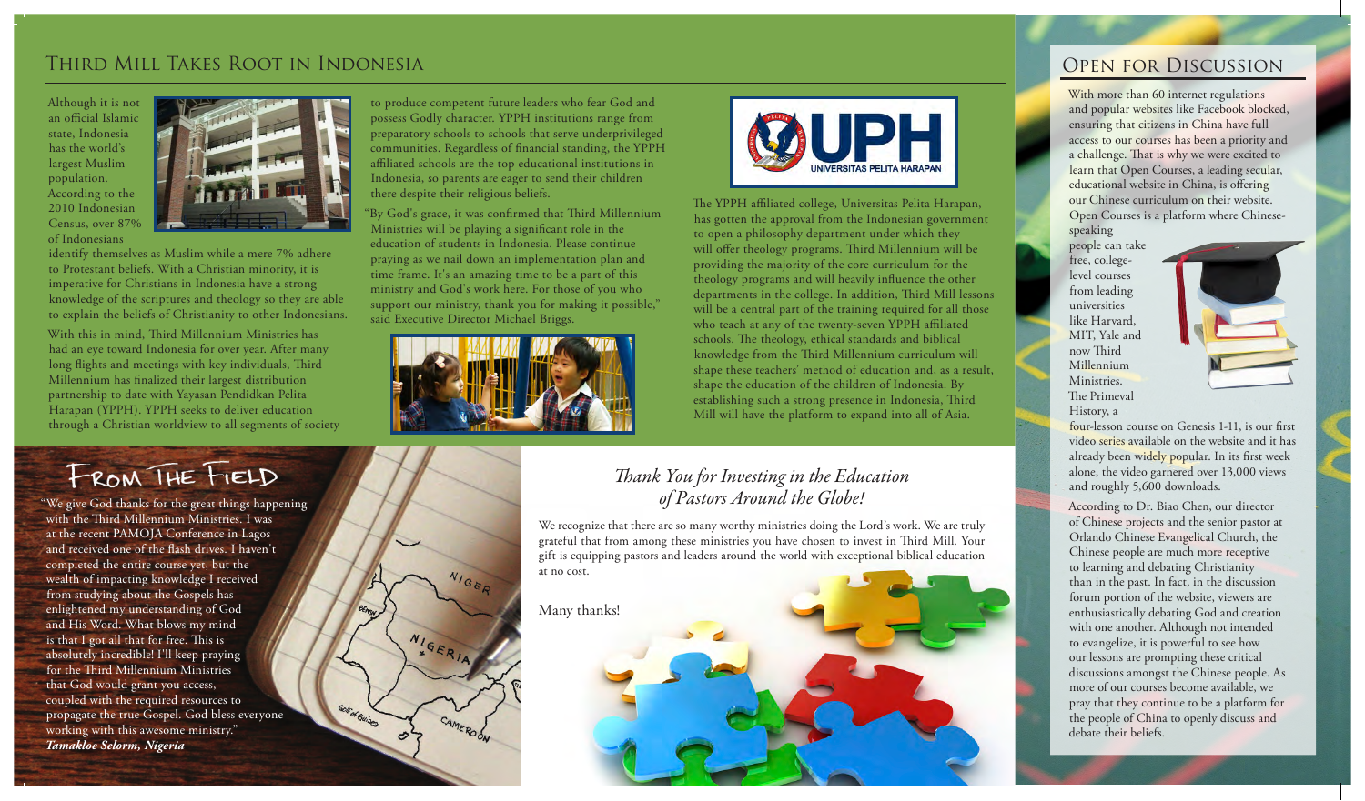## Third Mill Takes Root in Indonesia

Although it is not an official Islamic state, Indonesia has the world's largest Muslim population. According to the 2010 Indonesian Census, over 87% of Indonesians identify themselves as Muslim while a mere 7% adhere to Protestant beliefs. With a Christian minority, it is imperative for Christians in Indonesia have a strong knowledge of the scriptures and theology so they are able to explain the beliefs of Christianity to other Indonesians.

With this in mind, Third Millennium Ministries has had an eye toward Indonesia for over year. After many long flights and meetings with key individuals, Third Millennium has finalized their largest distribution partnership to date with Yayasan Pendidkan Pelita Harapan (YPPH). YPPH seeks to deliver education through a Christian worldview to all segments of society to produce competent future leaders who fear God and possess Godly character. YPPH institutions range from preparatory schools to schools that serve underprivileged communities. Regardless of financial standing, the YPPH affiliated schools are the top educational institutions in Indonesia, so parents are eager to send their children there despite their religious beliefs.

"By God's grace, it was confirmed that Third Millennium Ministries will be playing a significant role in the education of students in Indonesia. Please continue praying as we nail down an implementation plan and time frame. It's an amazing time to be a part of this ministry and God's work here. For those of you who support our ministry, thank you for making it possible," said Executive Director Michael Briggs.

UPH UNIVERSITAS PELITA HARAPAN

The YPPH affiliated college, Universitas Pelita Harapan, has gotten the approval from the Indonesian government to open a philosophy department under which they will offer theology programs. Third Millennium will be providing the majority of the core curriculum for the theology programs and will heavily influence the other departments in the college. In addition, Third Mill lessons will be a central part of the training required for all those who teach at any of the twenty-seven YPPH affiliated schools. The theology, ethical standards and biblical knowledge from the Third Millennium curriculum will shape these teachers' method of education and, as a result, shape the education of the children of Indonesia. By establishing such a strong presence in Indonesia, Third Mill will have the platform to expand into all of Asia.

## From the Field

"We give God thanks for the great things happening with the Third Millennium Ministries. I was at the recent PAMOJA Conference in Lagos and received one of the flash drives. I haven't completed the entire course yet, but the wealth of impacting knowledge I received from studying about the Gospels has enlightened my understanding of God and His Word. What blows my mind is that I got all that for free. This is absolutely incredible! I'll keep praying for the Third Millennium Ministries that God would grant you access, coupled with the required resources to propagate the true Gospel. God bless everyone working with this awesome ministry."

***Tamakloe Selorm, Nigeria***

### *Thank You for Investing in the Education of Pastors Around the Globe!*

We recognize that there are so many worthy ministries doing the Lord's work. We are truly grateful that from among these ministries you have chosen to invest in Third Mill. Your gift is equipping pastors and leaders around the world with exceptional biblical education at no cost.

Many thanks!

## Open for Discussion

With more than 60 internet regulations and popular websites like Facebook blocked, ensuring that citizens in China have full access to our courses has been a priority and a challenge. That is why we were excited to learn that Open Courses, a leading secular, educational website in China, is offering our Chinese curriculum on their website. Open Courses is a platform where Chinese-speaking people can take free, college-level courses from leading universities like Harvard, MIT, Yale and now Third Millennium Ministries. The Primeval History, a four-lesson course on Genesis 1-11, is our first video series available on the website and it has already been widely popular. In its first week alone, the video garnered over 13,000 views and roughly 5,600 downloads.

According to Dr. Biao Chen, our director of Chinese projects and the senior pastor at Orlando Chinese Evangelical Church, the Chinese people are much more receptive to learning and debating Christianity than in the past. In fact, in the discussion forum portion of the website, viewers are enthusiastically debating God and creation with one another. Although not intended to evangelize, it is powerful to see how our lessons are prompting these critical discussions amongst the Chinese people. As more of our courses become available, we pray that they continue to be a platform for the people of China to openly discuss and debate their beliefs.